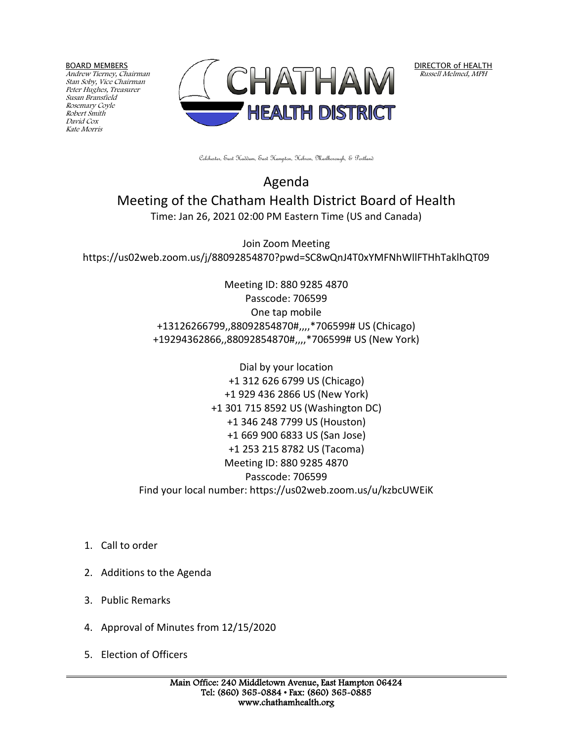BOARD MEMBERS
*Andrew Tierney, Chairman*
*Stan Soby, Vice Chairman*
*Peter Hughes, Treasurer*
*Susan Bransfield*
*Rosemary Coyle*
*Robert Smith*
*David Cox*
*Kate Morris*

CHATHAM HEALTH DISTRICT

DIRECTOR of HEALTH
*Russell Melmed, MPH*

Colchester, East Haddam, East Hampton, Hebron, Marlborough, & Portland

# Agenda

## Meeting of the Chatham Health District Board of Health

Time: Jan 26, 2021 02:00 PM Eastern Time (US and Canada)

Join Zoom Meeting
https://us02web.zoom.us/j/88092854870?pwd=SC8wQnJ4T0xYMFNhWllFTHhTaklhQT09

Meeting ID: 880 9285 4870
Passcode: 706599
One tap mobile
+13126266799,,88092854870#,,,,*706599# US (Chicago)
+19294362866,,88092854870#,,,,*706599# US (New York)

Dial by your location
+1 312 626 6799 US (Chicago)
+1 929 436 2866 US (New York)
+1 301 715 8592 US (Washington DC)
+1 346 248 7799 US (Houston)
+1 669 900 6833 US (San Jose)
+1 253 215 8782 US (Tacoma)
Meeting ID: 880 9285 4870
Passcode: 706599
Find your local number: https://us02web.zoom.us/u/kzbcUWEiK

1. Call to order
2. Additions to the Agenda
3. Public Remarks
4. Approval of Minutes from 12/15/2020
5. Election of Officers

Main Office: 240 Middletown Avenue, East Hampton 06424
Tel: (860) 365-0884 • Fax: (860) 365-0885
www.chathamhealth.org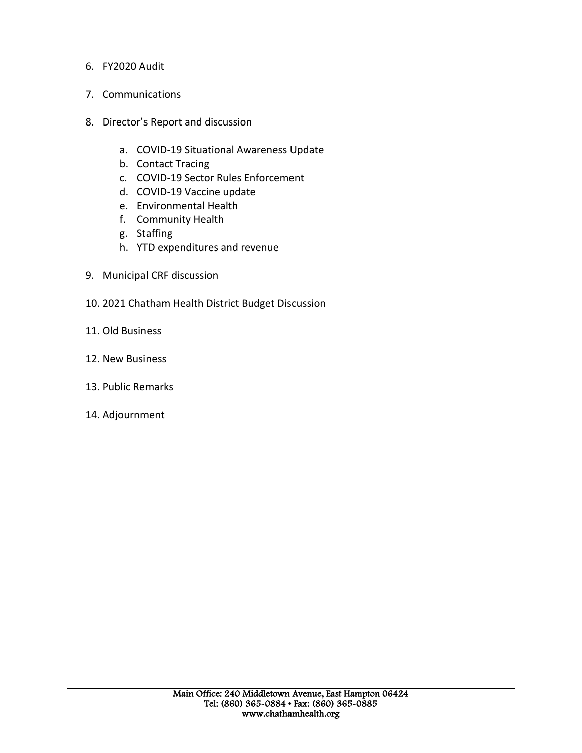6. FY2020 Audit

7. Communications

8. Director's Report and discussion

    a. COVID-19 Situational Awareness Update
    b. Contact Tracing
    c. COVID-19 Sector Rules Enforcement
    d. COVID-19 Vaccine update
    e. Environmental Health
    f. Community Health
    g. Staffing
    h. YTD expenditures and revenue

9. Municipal CRF discussion

10. 2021 Chatham Health District Budget Discussion

11. Old Business

12. New Business

13. Public Remarks

14. Adjournment